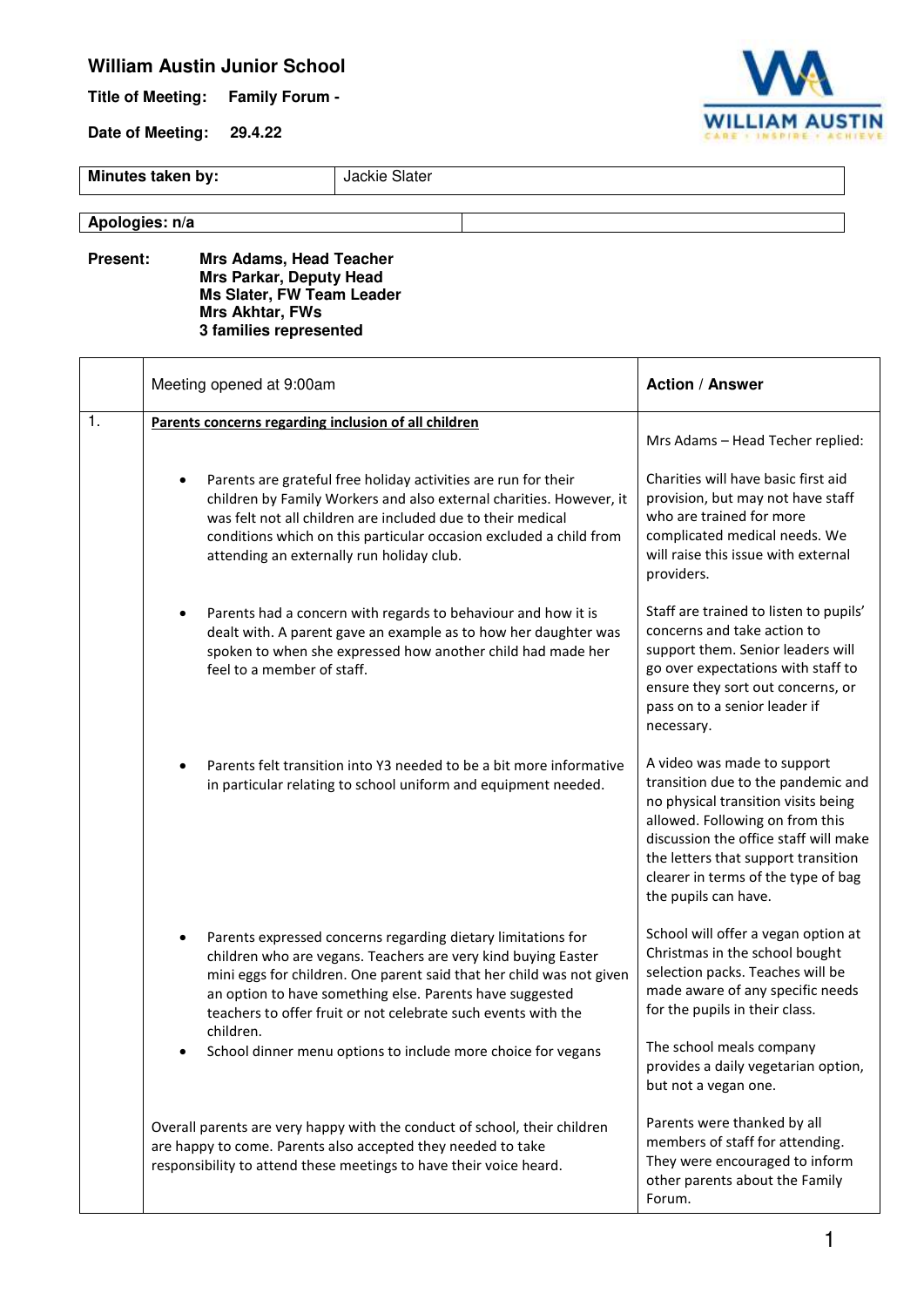# William Austin Junior School

**Title of Meeting:** **Family Forum -**

**Date of Meeting:** **29.4.22**

| **Minutes taken by:** | Jackie Slater |
|---|---|

| **Apologies: n/a** | |
|---|---|

**Present:** **Mrs Adams, Head Teacher**
**Mrs Parkar, Deputy Head**
**Ms Slater, FW Team Leader**
**Mrs Akhtar, FWs**
**3 families represented**

| | Meeting opened at 9:00am | **Action / Answer** |
|---|---|---|
| 1. | **<u>Parents concerns regarding inclusion of all children</u>** | Mrs Adams – Head Techer replied: |
| | • Parents are grateful free holiday activities are run for their children by Family Workers and also external charities. However, it was felt not all children are included due to their medical conditions which on this particular occasion excluded a child from attending an externally run holiday club. | Charities will have basic first aid provision, but may not have staff who are trained for more complicated medical needs. We will raise this issue with external providers. |
| | • Parents had a concern with regards to behaviour and how it is dealt with. A parent gave an example as to how her daughter was spoken to when she expressed how another child had made her feel to a member of staff. | Staff are trained to listen to pupils' concerns and take action to support them. Senior leaders will go over expectations with staff to ensure they sort out concerns, or pass on to a senior leader if necessary. |
| | • Parents felt transition into Y3 needed to be a bit more informative in particular relating to school uniform and equipment needed. | A video was made to support transition due to the pandemic and no physical transition visits being allowed. Following on from this discussion the office staff will make the letters that support transition clearer in terms of the type of bag the pupils can have. |
| | • Parents expressed concerns regarding dietary limitations for children who are vegans. Teachers are very kind buying Easter mini eggs for children. One parent said that her child was not given an option to have something else. Parents have suggested teachers to offer fruit or not celebrate such events with the children. | School will offer a vegan option at Christmas in the school bought selection packs. Teaches will be made aware of any specific needs for the pupils in their class. |
| | • School dinner menu options to include more choice for vegans | The school meals company provides a daily vegetarian option, but not a vegan one. |
| | Overall parents are very happy with the conduct of school, their children are happy to come. Parents also accepted they needed to take responsibility to attend these meetings to have their voice heard. | Parents were thanked by all members of staff for attending. They were encouraged to inform other parents about the Family Forum. |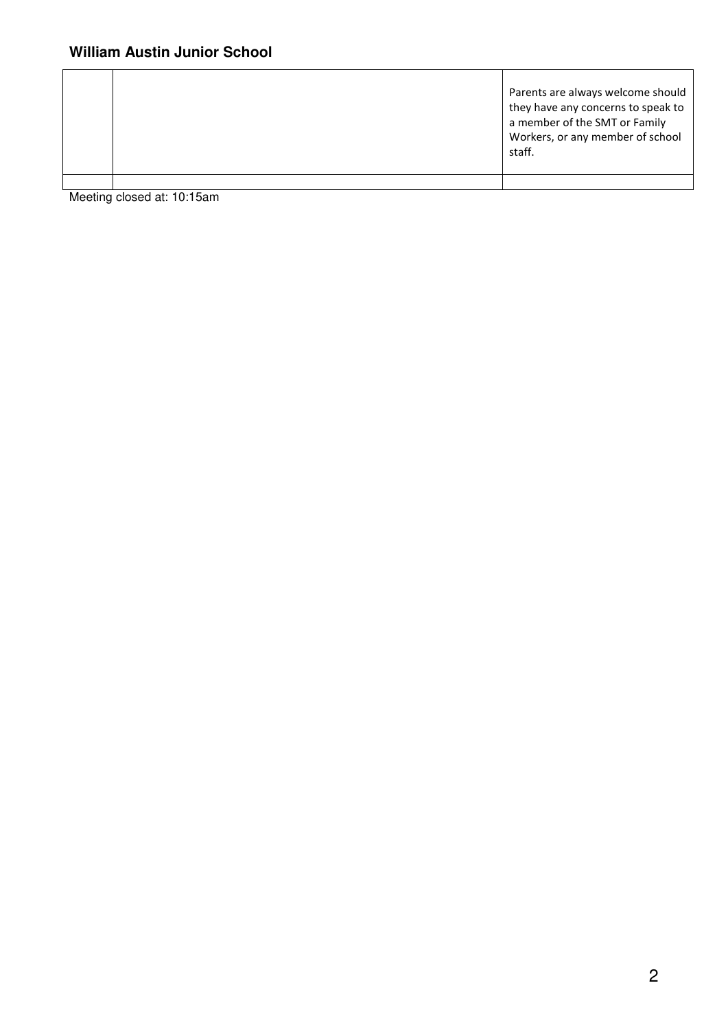| | | |
|---|---|---|
| | | Parents are always welcome should they have any concerns to speak to a member of the SMT or Family Workers, or any member of school staff. |
| | | |

Meeting closed at: 10:15am